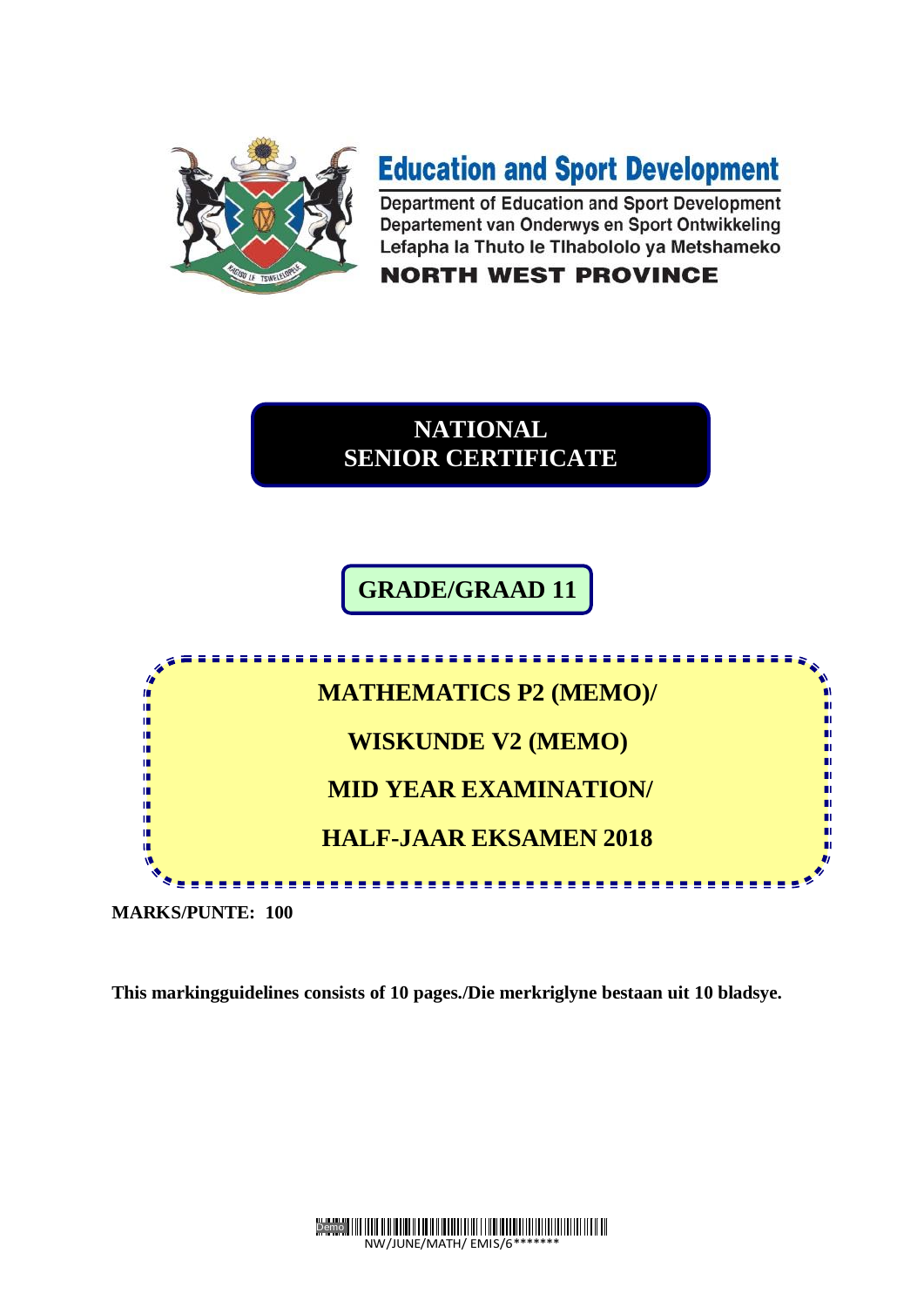# Education and Sport Development

Department of Education and Sport Development
Departement van Onderwys en Sport Ontwikkeling
Lefapha la Thuto le Tlhabololo ya Metshameko

**NORTH WEST PROVINCE**

## NATIONAL SENIOR CERTIFICATE

## GRADE/GRAAD 11

## MATHEMATICS P2 (MEMO)/

## WISKUNDE V2 (MEMO)

## MID YEAR EXAMINATION/

## HALF-JAAR EKSAMEN 2018

**MARKS/PUNTE: 100**

**This markingguidelines consists of 10 pages./Die merkriglyne bestaan uit 10 bladsye.**

NW/JUNE/MATH/ EMIS/6*******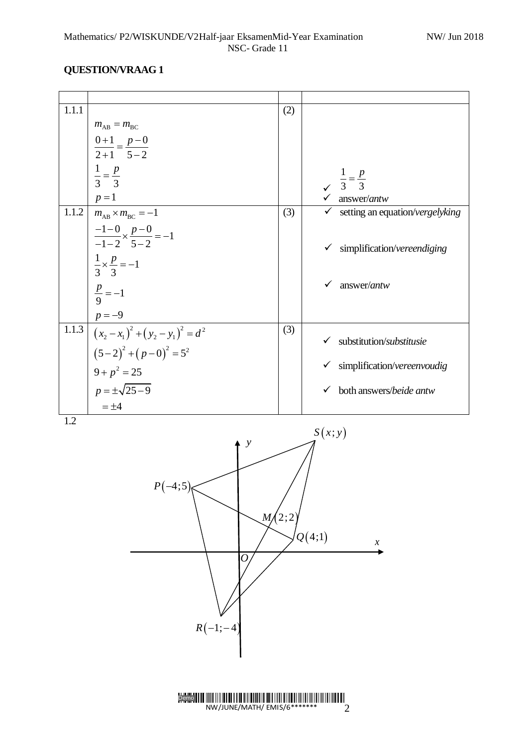## QUESTION/VRAAG 1

| | | | |
|---|---|---|---|
| 1.1.1 | $m_{AB} = m_{BC}$ <br> $\frac{0+1}{2+1} = \frac{p-0}{5-2}$ <br> $\frac{1}{3} = \frac{p}{3}$ <br> $p = 1$ | (2) | ✓ $\frac{1}{3} = \frac{p}{3}$ <br> ✓ answer/*antw* |
| 1.1.2 | $m_{AB} \times m_{BC} = -1$ <br> $\frac{-1-0}{-1-2} \times \frac{p-0}{5-2} = -1$ <br> $\frac{1}{3} \times \frac{p}{3} = -1$ <br> $\frac{p}{9} = -1$ <br> $p = -9$ | (3) | ✓ setting an equation/*vergelyking* <br> ✓ simplification/*vereendiging* <br> ✓ answer/*antw* |
| 1.1.3 | $(x_2 - x_1)^2 + (y_2 - y_1)^2 = d^2$ <br> $(5-2)^2 + (p-0)^2 = 5^2$ <br> $9 + p^2 = 25$ <br> $p = \pm\sqrt{25-9}$ <br> $= \pm 4$ | (3) | ✓ substitution/*substitusie* <br> ✓ simplification/*vereenvoudig* <br> ✓ both answers/*beide antw* |

1.2

$S(x;y)$, $P(-4;5)$, $M(2;2)$, $Q(4;1)$, $R(-1;-4)$, $O$, $x$, $y$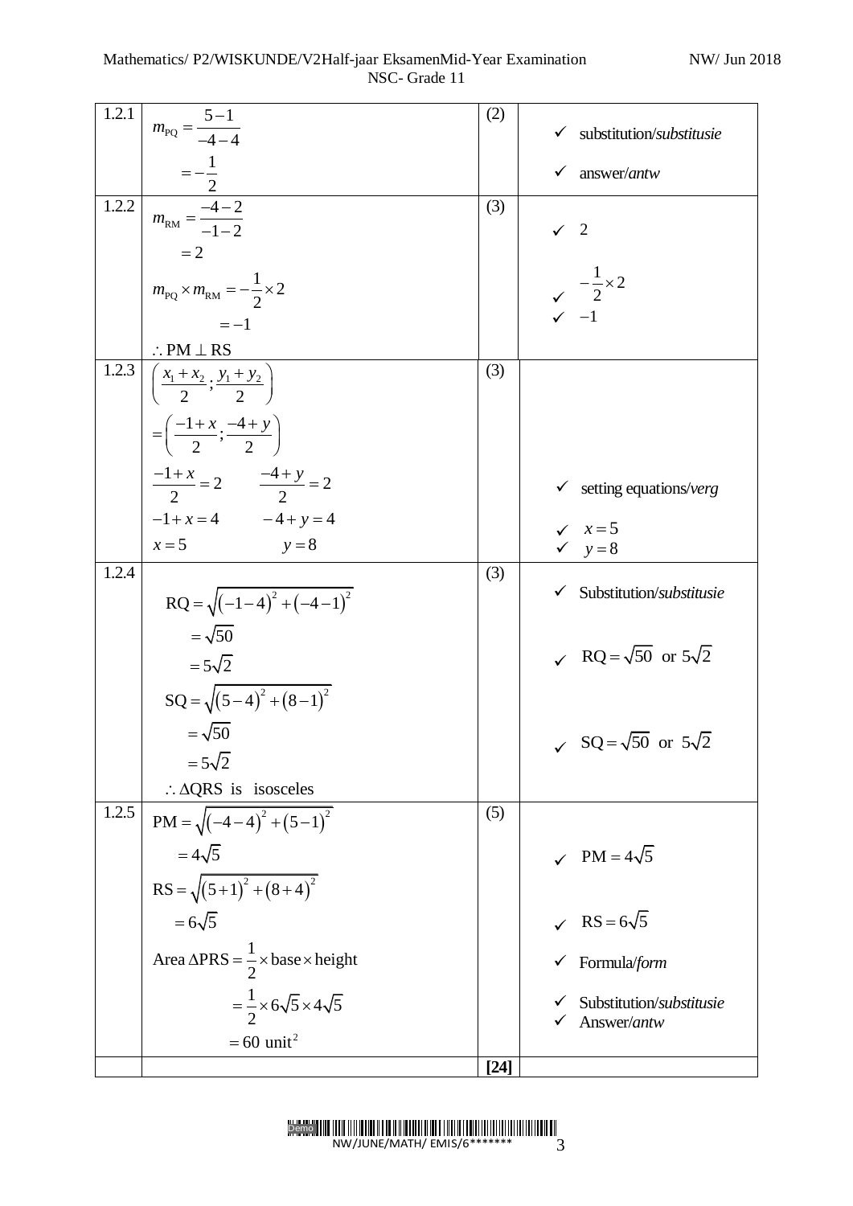| | | | |
|---|---|---|---|
| 1.2.1 | $m_{PQ} = \dfrac{5-1}{-4-4}$ <br> $= -\dfrac{1}{2}$ | (2) | ✓ substitution/*substitusie* <br> ✓ answer/*antw* |
| 1.2.2 | $m_{RM} = \dfrac{-4-2}{-1-2}$ <br> $= 2$ <br> $m_{PQ} \times m_{RM} = -\dfrac{1}{2} \times 2$ <br> $= -1$ <br> $\therefore$ PM $\perp$ RS | (3) | ✓ 2 <br> ✓ $-\dfrac{1}{2} \times 2$ <br> ✓ $-1$ |
| 1.2.3 | $\left( \dfrac{x_1 + x_2}{2}; \dfrac{y_1 + y_2}{2} \right)$ <br> $= \left( \dfrac{-1+x}{2}; \dfrac{-4+y}{2} \right)$ <br> $\dfrac{-1+x}{2} = 2 \qquad \dfrac{-4+y}{2} = 2$ <br> $-1 + x = 4 \qquad -4 + y = 4$ <br> $x = 5 \qquad y = 8$ | (3) | ✓ setting equations/*verg* <br> ✓ $x = 5$ <br> ✓ $y = 8$ |
| 1.2.4 | $\text{RQ} = \sqrt{(-1-4)^2 + (-4-1)^2}$ <br> $= \sqrt{50}$ <br> $= 5\sqrt{2}$ <br> $\text{SQ} = \sqrt{(5-4)^2 + (8-1)^2}$ <br> $= \sqrt{50}$ <br> $= 5\sqrt{2}$ <br> $\therefore \Delta$QRS is isosceles | (3) | ✓ Substitution/*substitusie* <br> ✓ $\text{RQ} = \sqrt{50}$ or $5\sqrt{2}$ <br> ✓ $\text{SQ} = \sqrt{50}$ or $5\sqrt{2}$ |
| 1.2.5 | $\text{PM} = \sqrt{(-4-4)^2 + (5-1)^2}$ <br> $= 4\sqrt{5}$ <br> $\text{RS} = \sqrt{(5+1)^2 + (8+4)^2}$ <br> $= 6\sqrt{5}$ <br> $\text{Area } \Delta\text{PRS} = \dfrac{1}{2} \times \text{base} \times \text{height}$ <br> $= \dfrac{1}{2} \times 6\sqrt{5} \times 4\sqrt{5}$ <br> $= 60 \text{ unit}^2$ | (5) | ✓ $\text{PM} = 4\sqrt{5}$ <br> ✓ $\text{RS} = 6\sqrt{5}$ <br> ✓ Formula/*form* <br> ✓ Substitution/*substitusie* <br> ✓ Answer/*antw* |
| | | **[24]** | |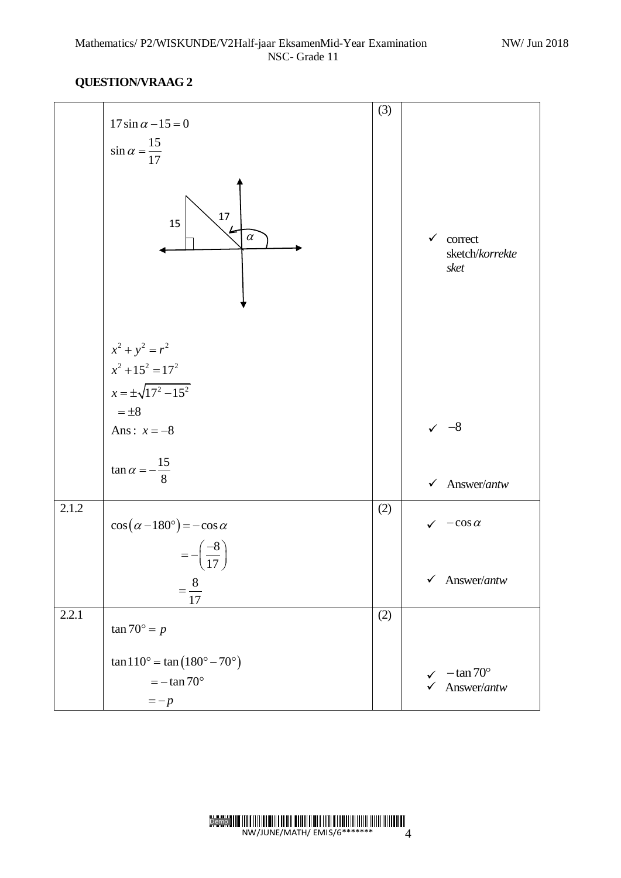## QUESTION/VRAAG 2

| | | | |
|---|---|---|---|
| | $17\sin\alpha - 15 = 0$<br>$\sin\alpha = \frac{15}{17}$<br>15, 17, $\alpha$<br>$x^2 + y^2 = r^2$<br>$x^2 + 15^2 = 17^2$<br>$x = \pm\sqrt{17^2 - 15^2}$<br>$= \pm 8$<br>$\text{Ans}: \ x = -8$<br>$\tan\alpha = -\frac{15}{8}$ | (3) | ✓ correct sketch/*korrekte sket*<br>✓ $-8$<br>✓ Answer/*antw* |
| 2.1.2 | $\cos(\alpha - 180°) = -\cos\alpha$<br>$= -\left(\frac{-8}{17}\right)$<br>$= \frac{8}{17}$ | (2) | ✓ $-\cos\alpha$<br>✓ Answer/*antw* |
| 2.2.1 | $\tan 70° = p$<br>$\tan 110° = \tan(180° - 70°)$<br>$= -\tan 70°$<br>$= -p$ | (2) | ✓ $-\tan 70°$<br>✓ Answer/*antw* |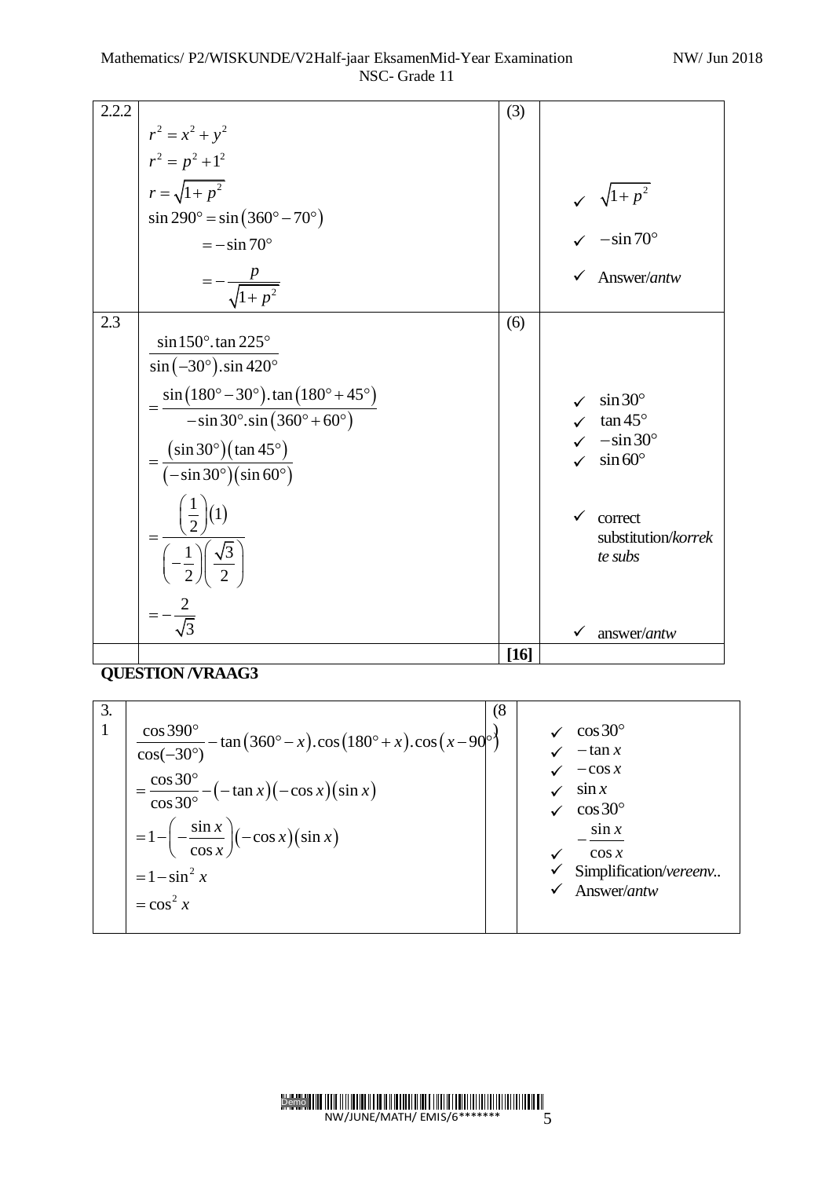| | | | |
|---|---|---|---|
| 2.2.2 | $r^2 = x^2 + y^2$<br>$r^2 = p^2 + 1^2$<br>$r = \sqrt{1+p^2}$<br>$\sin 290° = \sin(360° - 70°)$<br>$= -\sin 70°$<br>$= -\dfrac{p}{\sqrt{1+p^2}}$ | (3) | ✓ $\sqrt{1+p^2}$<br>✓ $-\sin 70°$<br>✓ Answer/*antw* |
| 2.3 | $\dfrac{\sin 150°.\tan 225°}{\sin(-30°).\sin 420°}$<br>$= \dfrac{\sin(180° - 30°).\tan(180° + 45°)}{-\sin 30°.\sin(360° + 60°)}$<br>$= \dfrac{(\sin 30°)(\tan 45°)}{(-\sin 30°)(\sin 60°)}$<br>$= \dfrac{\left(\frac{1}{2}\right)(1)}{\left(-\frac{1}{2}\right)\left(\frac{\sqrt{3}}{2}\right)}$<br>$= -\dfrac{2}{\sqrt{3}}$ | (6) | ✓ $\sin 30°$<br>✓ $\tan 45°$<br>✓ $-\sin 30°$<br>✓ $\sin 60°$<br>✓ correct substitution/*korrekte subs*<br>✓ answer/*antw* |
| | | **[16]** | |

**QUESTION /VRAAG3**

| | | | |
|---|---|---|---|
| 3.1 | $\dfrac{\cos 390°}{\cos(-30°)} - \tan(360° - x).\cos(180° + x).\cos(x - 90°)$<br>$= \dfrac{\cos 30°}{\cos 30°} - (-\tan x)(-\cos x)(\sin x)$<br>$= 1 - \left(-\dfrac{\sin x}{\cos x}\right)(-\cos x)(\sin x)$<br>$= 1 - \sin^2 x$<br>$= \cos^2 x$ | (8) | ✓ $\cos 30°$<br>✓ $-\tan x$<br>✓ $-\cos x$<br>✓ $\sin x$<br>✓ $\cos 30°$<br>✓ $-\dfrac{\sin x}{\cos x}$<br>✓ Simplification/*vereenv..*<br>✓ Answer/*antw* |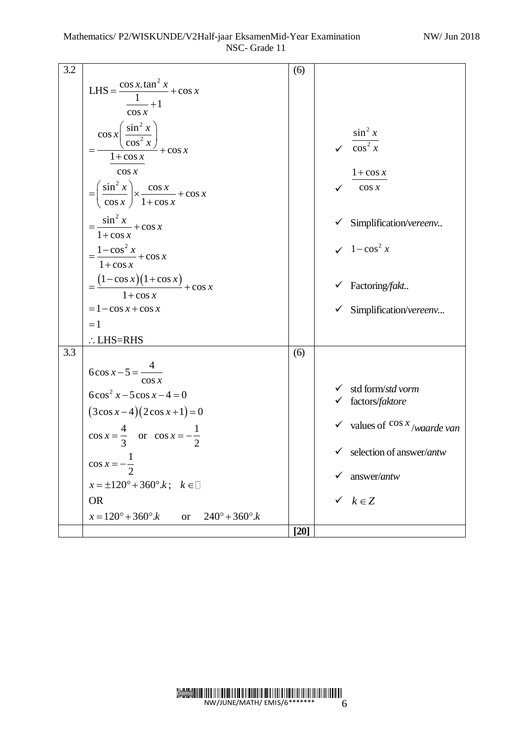| | | | |
|---|---|---|---|
| 3.2 | $\text{LHS} = \dfrac{\cos x.\tan^2 x}{\dfrac{1}{\cos x}+1} + \cos x$<br>$= \dfrac{\cos x\left(\dfrac{\sin^2 x}{\cos^2 x}\right)}{\dfrac{1+\cos x}{\cos x}} + \cos x$<br>$= \left(\dfrac{\sin^2 x}{\cos x}\right) \times \dfrac{\cos x}{1+\cos x} + \cos x$<br>$= \dfrac{\sin^2 x}{1+\cos x} + \cos x$<br>$= \dfrac{1-\cos^2 x}{1+\cos x} + \cos x$<br>$= \dfrac{(1-\cos x)(1+\cos x)}{1+\cos x} + \cos x$<br>$= 1 - \cos x + \cos x$<br>$= 1$<br>$\therefore$ LHS=RHS | (6) | ✓ $\dfrac{\sin^2 x}{\cos^2 x}$<br>✓ $\dfrac{1+\cos x}{\cos x}$<br>✓ Simplification/*vereenv..*<br>✓ $1-\cos^2 x$<br>✓ Factoring/*fakt..*<br>✓ Simplification/*vereenv...* |
| 3.3 | $6\cos x - 5 = \dfrac{4}{\cos x}$<br>$6\cos^2 x - 5\cos x - 4 = 0$<br>$(3\cos x - 4)(2\cos x + 1) = 0$<br>$\cos x = \dfrac{4}{3}$ or $\cos x = -\dfrac{1}{2}$<br>$\cos x = -\dfrac{1}{2}$<br>$x = \pm 120° + 360°.k;\quad k \in \mathbb{Z}$<br>OR<br>$x = 120° + 360°.k$ or $240° + 360°.k$ | (6) | ✓ std form/*std vorm*<br>✓ factors/*faktore*<br>✓ values of $\cos x$ /*waarde van*<br>✓ selection of answer/*antw*<br>✓ answer/*antw*<br>✓ $k \in Z$ |
| | | **[20]** | |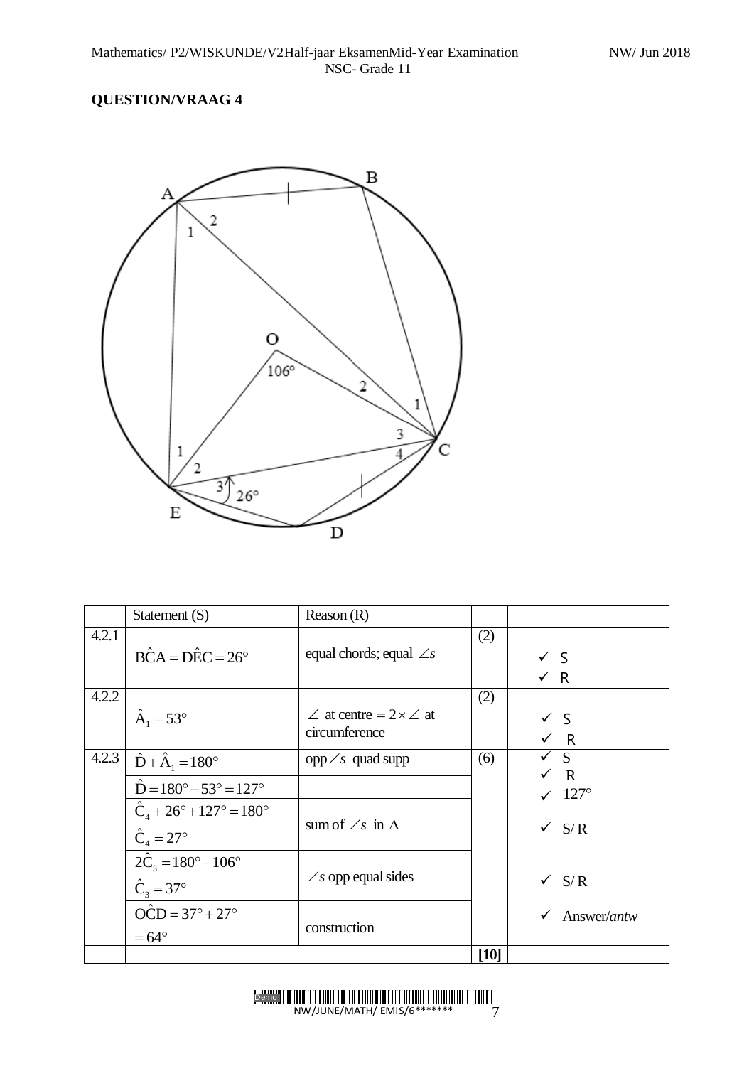## QUESTION/VRAAG 4

| | Statement (S) | Reason (R) | | |
|---|---|---|---|---|
| 4.2.1 | $B\hat{C}A = D\hat{E}C = 26°$ | equal chords; equal $\angle s$ | (2) | ✓ S ✓ R |
| 4.2.2 | $\hat{A}_1 = 53°$ | $\angle$ at centre $= 2 \times \angle$ at circumference | (2) | ✓ S ✓ R |
| 4.2.3 | $\hat{D} + \hat{A}_1 = 180°$ | opp $\angle s$ quad supp | (6) | ✓ S ✓ R |
| | $\hat{D} = 180° - 53° = 127°$ | | | ✓ 127° |
| | $\hat{C}_4 + 26° + 127° = 180°$ $\hat{C}_4 = 27°$ | sum of $\angle s$ in $\Delta$ | | ✓ S/R |
| | $2\hat{C}_3 = 180° - 106°$ $\hat{C}_3 = 37°$ | $\angle s$ opp equal sides | | ✓ S/R |
| | $O\hat{C}D = 37° + 27°$ $= 64°$ | construction | | ✓ Answer/*antw* |
| | | | **[10]** | |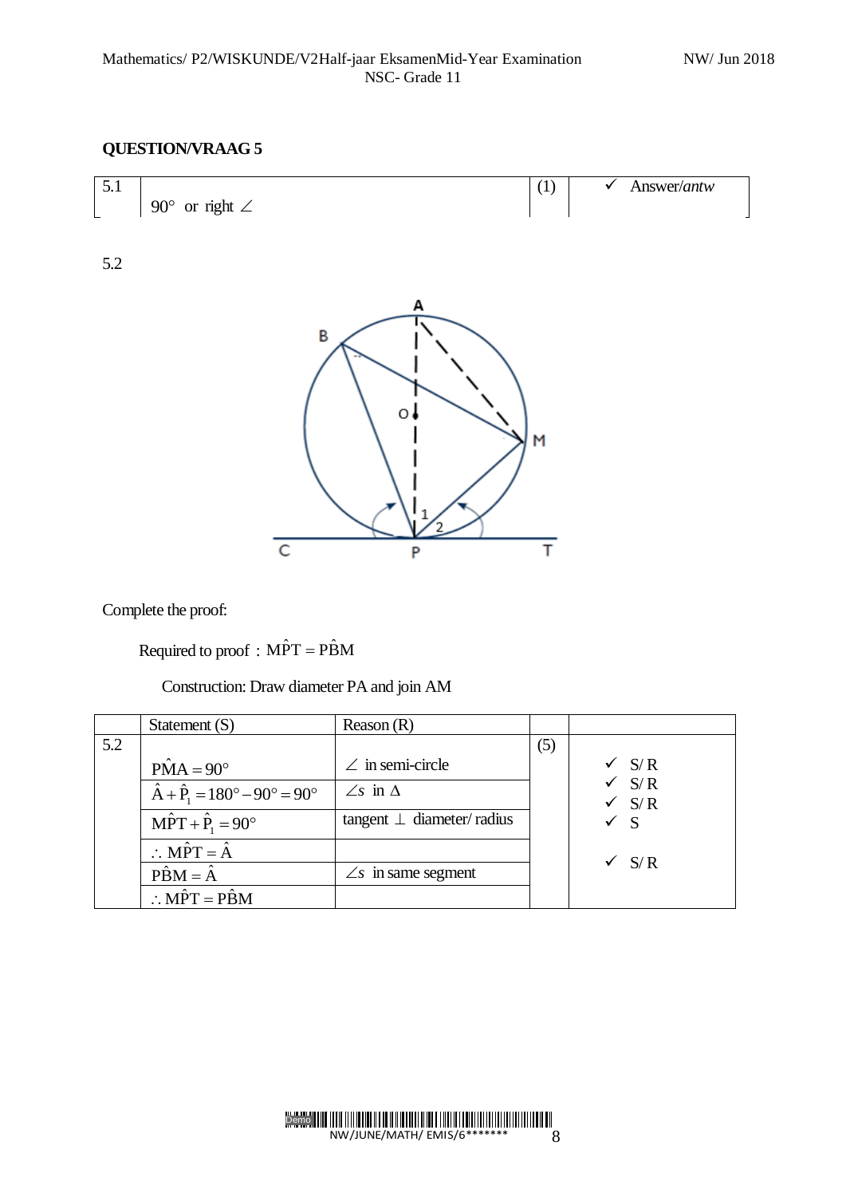## QUESTION/VRAAG 5

| 5.1 | $90°$ or right $\angle$ | (1) | ✓ Answer/*antw* |
|---|---|---|---|

5.2

Complete the proof:

Required to proof : $M\hat{P}T = P\hat{B}M$

Construction: Draw diameter PA and join AM

| | Statement (S) | Reason (R) | | |
|---|---|---|---|---|
| 5.2 | $P\hat{M}A = 90°$ | $\angle$ in semi-circle | (5) | ✓ S/R |
| | $\hat{A} + \hat{P}_1 = 180° - 90° = 90°$ | $\angle s$ in $\Delta$ | | ✓ S/R |
| | $M\hat{P}T + \hat{P}_1 = 90°$ | tangent $\perp$ diameter/ radius | | ✓ S/R |
| | $\therefore M\hat{P}T = \hat{A}$ | | | ✓ S |
| | $P\hat{B}M = \hat{A}$ | $\angle s$ in same segment | | ✓ S/R |
| | $\therefore M\hat{P}T = P\hat{B}M$ | | | |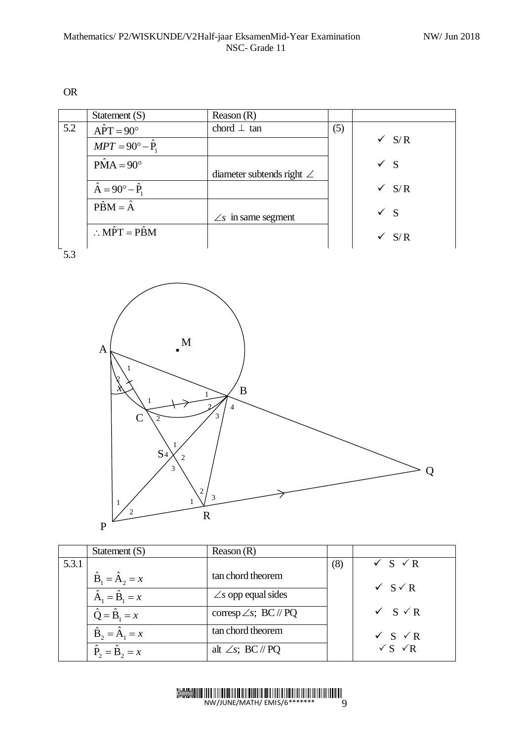OR

| | Statement (S) | Reason (R) | | |
|---|---|---|---|---|
| 5.2 | $\hat{APT} = 90°$ | chord $\perp$ tan | (5) | ✓ S/R |
| | $MPT = 90° - \hat{P}_1$ | | | |
| | $\hat{PMA} = 90°$ | diameter subtends right $\angle$ | | ✓ S |
| | $\hat{A} = 90° - \hat{P}_1$ | | | ✓ S/R |
| | $\hat{PBM} = \hat{A}$ | $\angle s$ in same segment | | ✓ S |
| | $\therefore \hat{MPT} = \hat{PBM}$ | | | ✓ S/R |

5.3

| | Statement (S) | Reason (R) | | |
|---|---|---|---|---|
| 5.3.1 | $\hat{B}_1 = \hat{A}_2 = x$ | tan chord theorem | (8) | ✓ S ✓ R |
| | $\hat{A}_1 = \hat{B}_1 = x$ | $\angle s$ opp equal sides | | ✓ S ✓ R |
| | $\hat{Q} = \hat{B}_1 = x$ | corresp $\angle s$; BC // PQ | | ✓ S ✓ R |
| | $\hat{B}_2 = \hat{A}_1 = x$ | tan chord theorem | | ✓ S ✓ R |
| | $\hat{P}_2 = \hat{B}_2 = x$ | alt $\angle s$; BC // PQ | | ✓ S ✓ R |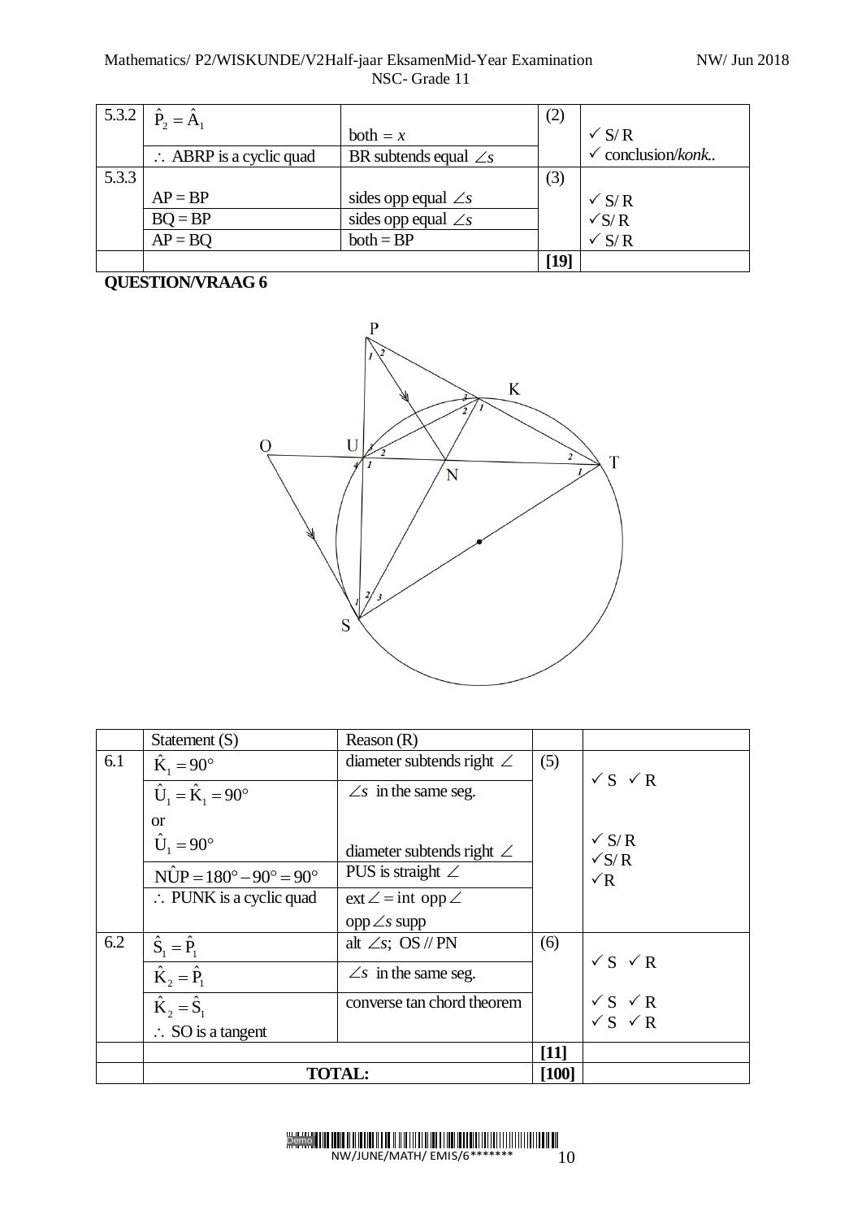| | | | | |
|---|---|---|---|---|
| 5.3.2 | $\hat{P}_2 = \hat{A}_1$ | both $= x$ | (2) | ✓ S/ R |
| | $\therefore$ ABRP is a cyclic quad | BR subtends equal $\angle s$ | | ✓ conclusion/*konk*.. |
| 5.3.3 | AP = BP | sides opp equal $\angle s$ | (3) | ✓ S/ R |
| | BQ = BP | sides opp equal $\angle s$ | | ✓S/ R |
| | AP = BQ | both = BP | | ✓ S/ R |
| | | | **[19]** | |

**QUESTION/VRAAG 6**

P
1 2
K
3 2 1
O
U 3 2 4 1
N
2 1 T
1 2 3
S

| | Statement (S) | Reason (R) | | |
|---|---|---|---|---|
| 6.1 | $\hat{K}_1 = 90°$ | diameter subtends right $\angle$ | (5) | ✓ S ✓ R |
| | $\hat{U}_1 = \hat{K}_1 = 90°$ | $\angle s$ in the same seg. | | |
| | or | | | |
| | $\hat{U}_1 = 90°$ | diameter subtends right $\angle$ | | ✓ S/ R |
| | $N\hat{U}P = 180° - 90° = 90°$ | PUS is straight $\angle$ | | ✓S/ R |
| | $\therefore$ PUNK is a cyclic quad | ext $\angle$ = int opp $\angle$ opp $\angle s$ supp | | ✓R |
| 6.2 | $\hat{S}_1 = \hat{P}_1$ | alt $\angle s$; OS // PN | (6) | ✓ S ✓ R |
| | $\hat{K}_2 = \hat{P}_1$ | $\angle s$ in the same seg. | | ✓ S ✓ R |
| | $\hat{K}_2 = \hat{S}_1$ $\therefore$ SO is a tangent | converse tan chord theorem | | ✓ S ✓ R |
| | | | **[11]** | |
| | **TOTAL:** | | **[100]** | |